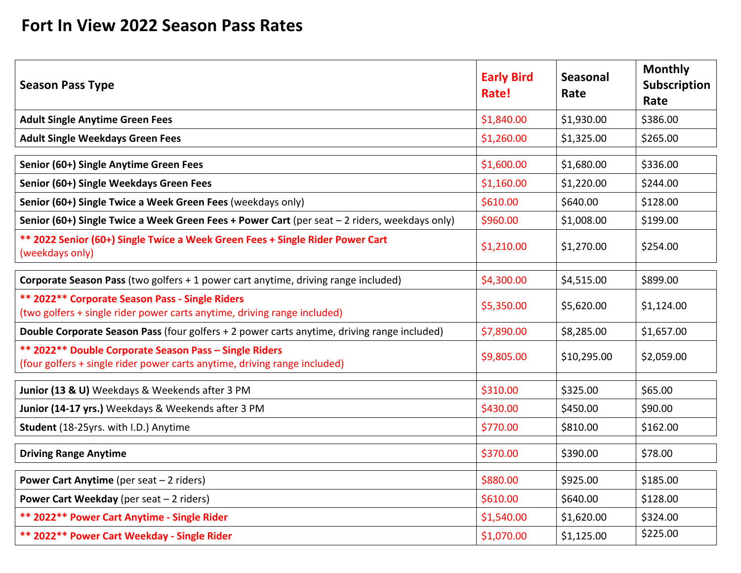# Fort In View 2022 Season Pass Rates

| Season Pass Type | Early Bird Rate! | Seasonal Rate | Monthly Subscription Rate |
|---|---|---|---|
| **Adult Single Anytime Green Fees** | $1,840.00 | $1,930.00 | $386.00 |
| **Adult Single Weekdays Green Fees** | $1,260.00 | $1,325.00 | $265.00 |
| | | | |
| **Senior (60+) Single Anytime Green Fees** | $1,600.00 | $1,680.00 | $336.00 |
| **Senior (60+) Single Weekdays Green Fees** | $1,160.00 | $1,220.00 | $244.00 |
| **Senior (60+) Single Twice a Week Green Fees** (weekdays only) | $610.00 | $640.00 | $128.00 |
| **Senior (60+) Single Twice a Week Green Fees + Power Cart** (per seat – 2 riders, weekdays only) | $960.00 | $1,008.00 | $199.00 |
| **** 2022 Senior (60+) Single Twice a Week Green Fees + Single Rider Power Cart** (weekdays only) | $1,210.00 | $1,270.00 | $254.00 |
| | | | |
| **Corporate Season Pass** (two golfers + 1 power cart anytime, driving range included) | $4,300.00 | $4,515.00 | $899.00 |
| **** 2022** Corporate Season Pass - Single Riders** (two golfers + single rider power carts anytime, driving range included) | $5,350.00 | $5,620.00 | $1,124.00 |
| **Double Corporate Season Pass** (four golfers + 2 power carts anytime, driving range included) | $7,890.00 | $8,285.00 | $1,657.00 |
| **** 2022** Double Corporate Season Pass – Single Riders** (four golfers + single rider power carts anytime, driving range included) | $9,805.00 | $10,295.00 | $2,059.00 |
| | | | |
| **Junior (13 & U)** Weekdays & Weekends after 3 PM | $310.00 | $325.00 | $65.00 |
| **Junior (14-17 yrs.)** Weekdays & Weekends after 3 PM | $430.00 | $450.00 | $90.00 |
| **Student** (18-25yrs. with I.D.) Anytime | $770.00 | $810.00 | $162.00 |
| | | | |
| **Driving Range Anytime** | $370.00 | $390.00 | $78.00 |
| | | | |
| **Power Cart Anytime** (per seat – 2 riders) | $880.00 | $925.00 | $185.00 |
| **Power Cart Weekday** (per seat – 2 riders) | $610.00 | $640.00 | $128.00 |
| **** 2022** Power Cart Anytime - Single Rider** | $1,540.00 | $1,620.00 | $324.00 |
| **** 2022** Power Cart Weekday - Single Rider** | $1,070.00 | $1,125.00 | $225.00 |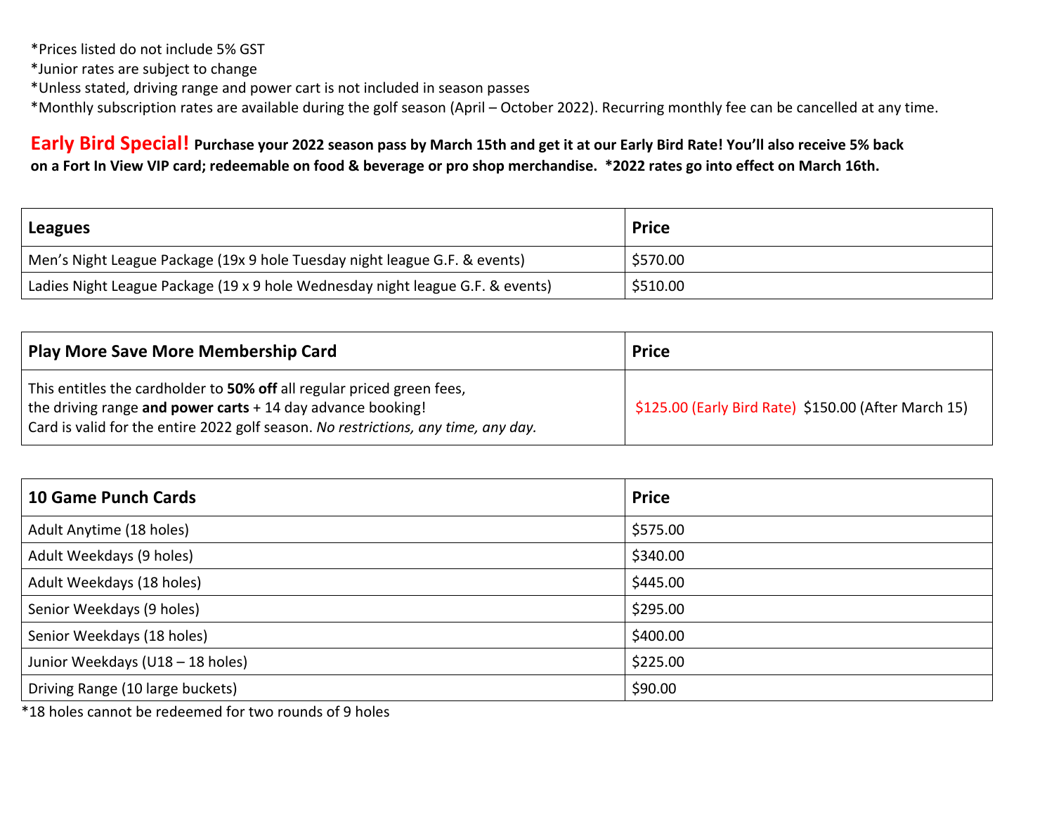*Prices listed do not include 5% GST
*Junior rates are subject to change
*Unless stated, driving range and power cart is not included in season passes
*Monthly subscription rates are available during the golf season (April – October 2022). Recurring monthly fee can be cancelled at any time.

**Early Bird Special! Purchase your 2022 season pass by March 15th and get it at our Early Bird Rate! You'll also receive 5% back on a Fort In View VIP card; redeemable on food & beverage or pro shop merchandise. *2022 rates go into effect on March 16th.**

| Leagues | Price |
|---|---|
| Men's Night League Package (19x 9 hole Tuesday night league G.F. & events) | $570.00 |
| Ladies Night League Package (19 x 9 hole Wednesday night league G.F. & events) | $510.00 |

| Play More Save More Membership Card | Price |
|---|---|
| This entitles the cardholder to **50% off** all regular priced green fees, the driving range **and power carts** + 14 day advance booking! Card is valid for the entire 2022 golf season. *No restrictions, any time, any day.* | $125.00 (Early Bird Rate) $150.00 (After March 15) |

| 10 Game Punch Cards | Price |
|---|---|
| Adult Anytime (18 holes) | $575.00 |
| Adult Weekdays (9 holes) | $340.00 |
| Adult Weekdays (18 holes) | $445.00 |
| Senior Weekdays (9 holes) | $295.00 |
| Senior Weekdays (18 holes) | $400.00 |
| Junior Weekdays (U18 – 18 holes) | $225.00 |
| Driving Range (10 large buckets) | $90.00 |

*18 holes cannot be redeemed for two rounds of 9 holes